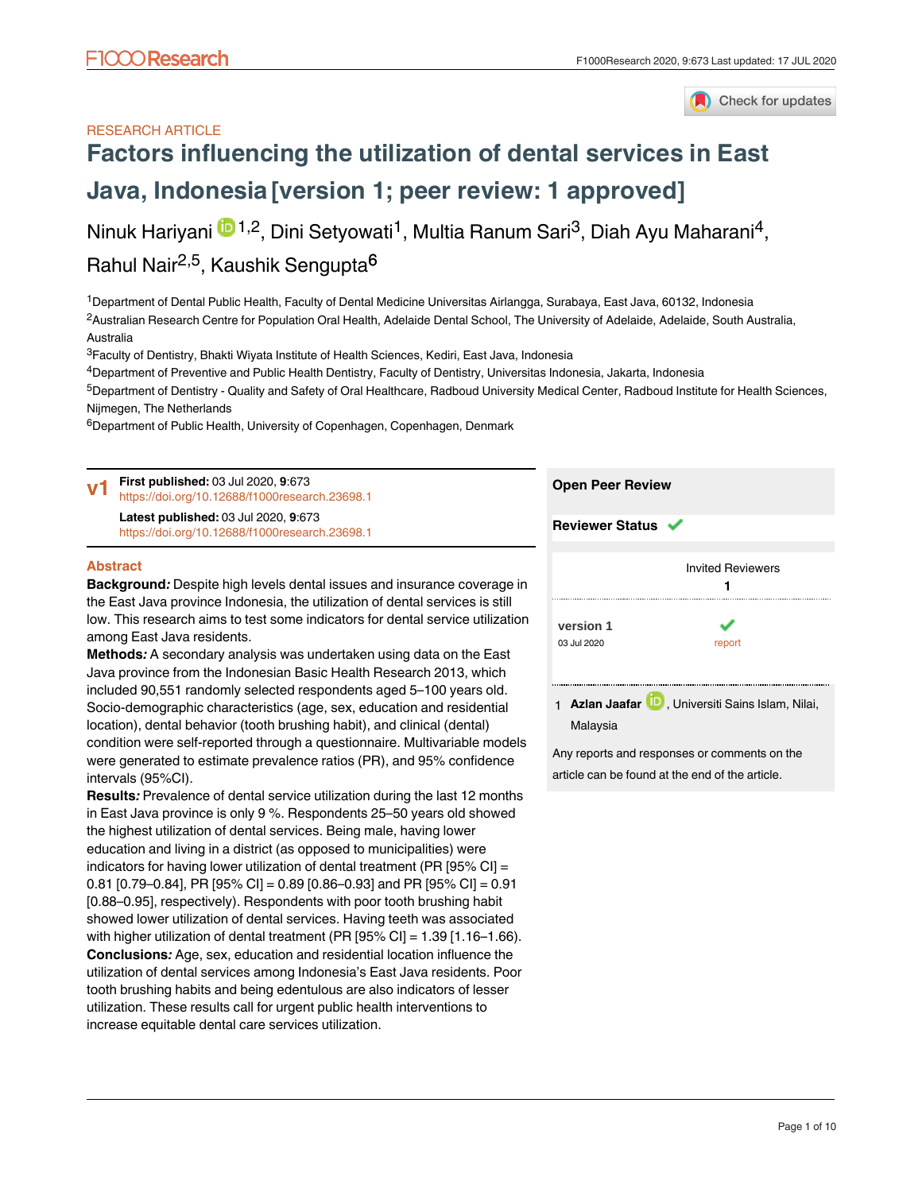RESEARCH ARTICLE

# Factors influencing the utilization of dental services in East Java, Indonesia [version 1; peer review: 1 approved]

Ninuk Hariyani[1,2], Dini Setyowati[1], Multia Ranum Sari[3], Diah Ayu Maharani[4], Rahul Nair[2,5], Kaushik Sengupta[6]

[1]Department of Dental Public Health, Faculty of Dental Medicine Universitas Airlangga, Surabaya, East Java, 60132, Indonesia
[2]Australian Research Centre for Population Oral Health, Adelaide Dental School, The University of Adelaide, Adelaide, South Australia, Australia
[3]Faculty of Dentistry, Bhakti Wiyata Institute of Health Sciences, Kediri, East Java, Indonesia
[4]Department of Preventive and Public Health Dentistry, Faculty of Dentistry, Universitas Indonesia, Jakarta, Indonesia
[5]Department of Dentistry - Quality and Safety of Oral Healthcare, Radboud University Medical Center, Radboud Institute for Health Sciences, Nijmegen, The Netherlands
[6]Department of Public Health, University of Copenhagen, Copenhagen, Denmark

**v1** **First published:** 03 Jul 2020, **9**:673 https://doi.org/10.12688/f1000research.23698.1
**Latest published:** 03 Jul 2020, **9**:673 https://doi.org/10.12688/f1000research.23698.1

## Abstract

**Background:** Despite high levels dental issues and insurance coverage in the East Java province Indonesia, the utilization of dental services is still low. This research aims to test some indicators for dental service utilization among East Java residents.

**Methods:** A secondary analysis was undertaken using data on the East Java province from the Indonesian Basic Health Research 2013, which included 90,551 randomly selected respondents aged 5–100 years old. Socio-demographic characteristics (age, sex, education and residential location), dental behavior (tooth brushing habit), and clinical (dental) condition were self-reported through a questionnaire. Multivariable models were generated to estimate prevalence ratios (PR), and 95% confidence intervals (95%CI).

**Results:** Prevalence of dental service utilization during the last 12 months in East Java province is only 9 %. Respondents 25–50 years old showed the highest utilization of dental services. Being male, having lower education and living in a district (as opposed to municipalities) were indicators for having lower utilization of dental treatment (PR [95% CI] = 0.81 [0.79–0.84], PR [95% CI] = 0.89 [0.86–0.93] and PR [95% CI] = 0.91 [0.88–0.95], respectively). Respondents with poor tooth brushing habit showed lower utilization of dental services. Having teeth was associated with higher utilization of dental treatment (PR [95% CI] = 1.39 [1.16–1.66).

**Conclusions:** Age, sex, education and residential location influence the utilization of dental services among Indonesia's East Java residents. Poor tooth brushing habits and being edentulous are also indicators of lesser utilization. These results call for urgent public health interventions to increase equitable dental care services utilization.

**Open Peer Review**

**Reviewer Status** ✓

| | Invited Reviewers |
|---|---|
| | **1** |
| **version 1** 03 Jul 2020 | ✓ report |

1 **Azlan Jaafar**, Universiti Sains Islam, Nilai, Malaysia

Any reports and responses or comments on the article can be found at the end of the article.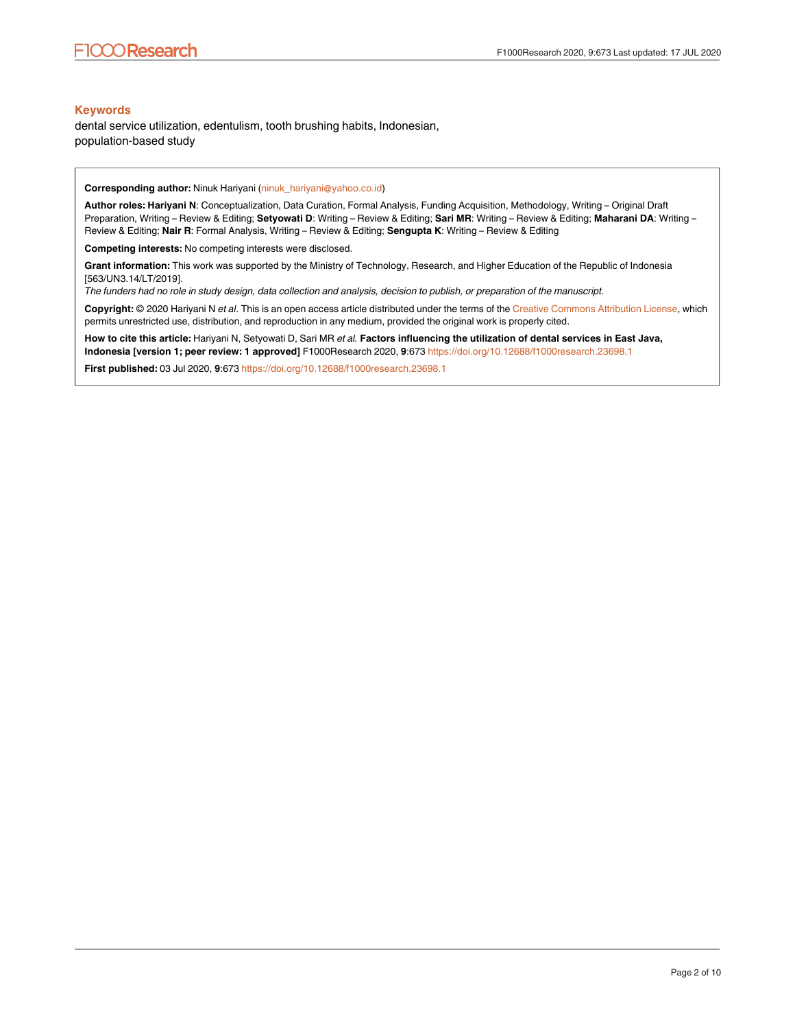## Keywords

dental service utilization, edentulism, tooth brushing habits, Indonesian, population-based study

**Corresponding author:** Ninuk Hariyani (ninuk_hariyani@yahoo.co.id)

**Author roles: Hariyani N**: Conceptualization, Data Curation, Formal Analysis, Funding Acquisition, Methodology, Writing – Original Draft Preparation, Writing – Review & Editing; **Setyowati D**: Writing – Review & Editing; **Sari MR**: Writing – Review & Editing; **Maharani DA**: Writing – Review & Editing; **Nair R**: Formal Analysis, Writing – Review & Editing; **Sengupta K**: Writing – Review & Editing

**Competing interests:** No competing interests were disclosed.

**Grant information:** This work was supported by the Ministry of Technology, Research, and Higher Education of the Republic of Indonesia [563/UN3.14/LT/2019].

*The funders had no role in study design, data collection and analysis, decision to publish, or preparation of the manuscript.*

**Copyright:** © 2020 Hariyani N *et al*. This is an open access article distributed under the terms of the Creative Commons Attribution License, which permits unrestricted use, distribution, and reproduction in any medium, provided the original work is properly cited.

**How to cite this article:** Hariyani N, Setyowati D, Sari MR *et al.* **Factors influencing the utilization of dental services in East Java, Indonesia [version 1; peer review: 1 approved]** F1000Research 2020, **9**:673 https://doi.org/10.12688/f1000research.23698.1

**First published:** 03 Jul 2020, **9**:673 https://doi.org/10.12688/f1000research.23698.1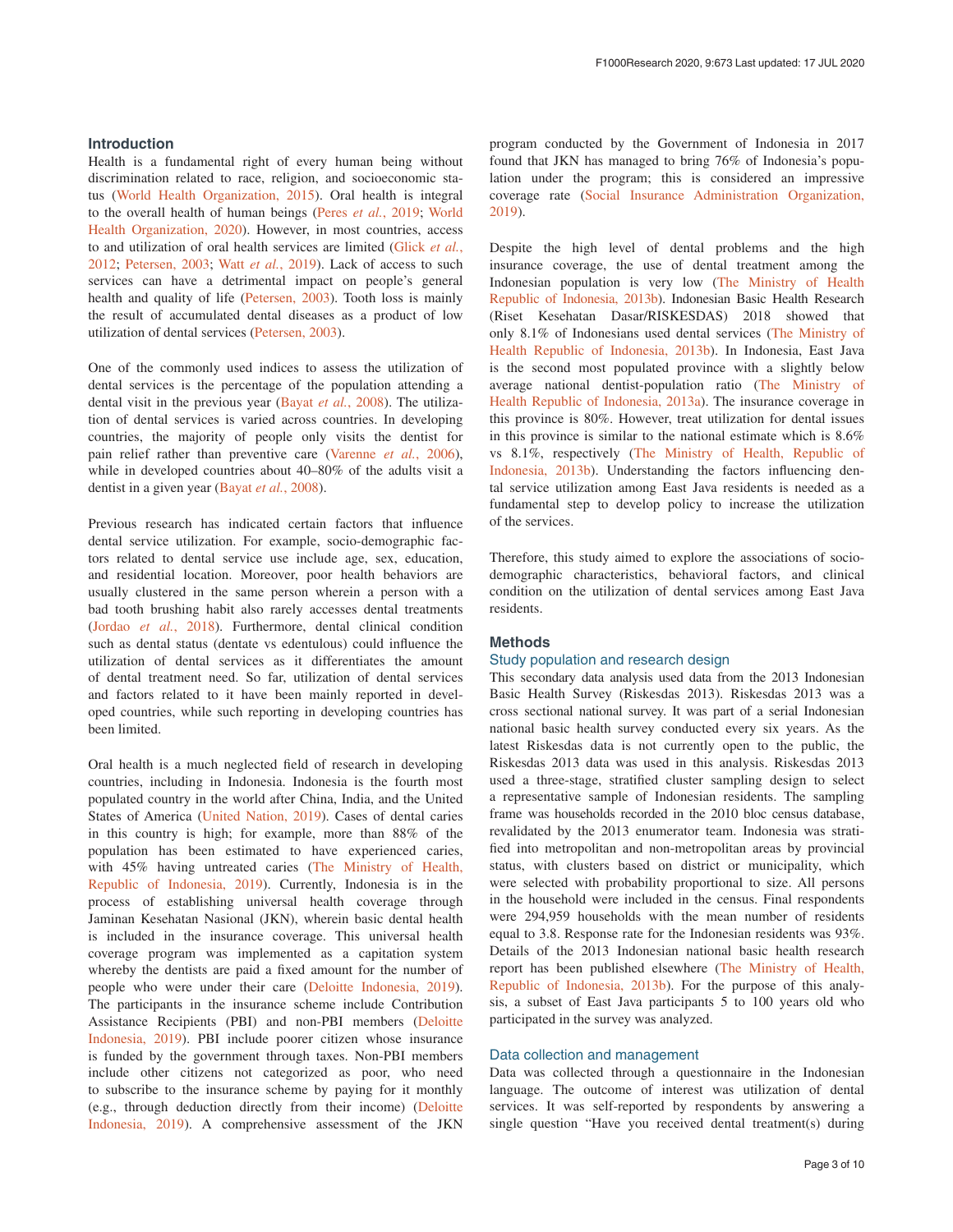## Introduction

Health is a fundamental right of every human being without discrimination related to race, religion, and socioeconomic status (World Health Organization, 2015). Oral health is integral to the overall health of human beings (Peres *et al.*, 2019; World Health Organization, 2020). However, in most countries, access to and utilization of oral health services are limited (Glick *et al.*, 2012; Petersen, 2003; Watt *et al.*, 2019). Lack of access to such services can have a detrimental impact on people's general health and quality of life (Petersen, 2003). Tooth loss is mainly the result of accumulated dental diseases as a product of low utilization of dental services (Petersen, 2003).

One of the commonly used indices to assess the utilization of dental services is the percentage of the population attending a dental visit in the previous year (Bayat *et al.*, 2008). The utilization of dental services is varied across countries. In developing countries, the majority of people only visits the dentist for pain relief rather than preventive care (Varenne *et al.*, 2006), while in developed countries about 40–80% of the adults visit a dentist in a given year (Bayat *et al.*, 2008).

Previous research has indicated certain factors that influence dental service utilization. For example, socio-demographic factors related to dental service use include age, sex, education, and residential location. Moreover, poor health behaviors are usually clustered in the same person wherein a person with a bad tooth brushing habit also rarely accesses dental treatments (Jordao *et al.*, 2018). Furthermore, dental clinical condition such as dental status (dentate vs edentulous) could influence the utilization of dental services as it differentiates the amount of dental treatment need. So far, utilization of dental services and factors related to it have been mainly reported in developed countries, while such reporting in developing countries has been limited.

Oral health is a much neglected field of research in developing countries, including in Indonesia. Indonesia is the fourth most populated country in the world after China, India, and the United States of America (United Nation, 2019). Cases of dental caries in this country is high; for example, more than 88% of the population has been estimated to have experienced caries, with 45% having untreated caries (The Ministry of Health, Republic of Indonesia, 2019). Currently, Indonesia is in the process of establishing universal health coverage through Jaminan Kesehatan Nasional (JKN), wherein basic dental health is included in the insurance coverage. This universal health coverage program was implemented as a capitation system whereby the dentists are paid a fixed amount for the number of people who were under their care (Deloitte Indonesia, 2019). The participants in the insurance scheme include Contribution Assistance Recipients (PBI) and non-PBI members (Deloitte Indonesia, 2019). PBI include poorer citizen whose insurance is funded by the government through taxes. Non-PBI members include other citizens not categorized as poor, who need to subscribe to the insurance scheme by paying for it monthly (e.g., through deduction directly from their income) (Deloitte Indonesia, 2019). A comprehensive assessment of the JKN program conducted by the Government of Indonesia in 2017 found that JKN has managed to bring 76% of Indonesia's population under the program; this is considered an impressive coverage rate (Social Insurance Administration Organization, 2019).

Despite the high level of dental problems and the high insurance coverage, the use of dental treatment among the Indonesian population is very low (The Ministry of Health Republic of Indonesia, 2013b). Indonesian Basic Health Research (Riset Kesehatan Dasar/RISKESDAS) 2018 showed that only 8.1% of Indonesians used dental services (The Ministry of Health Republic of Indonesia, 2013b). In Indonesia, East Java is the second most populated province with a slightly below average national dentist-population ratio (The Ministry of Health Republic of Indonesia, 2013a). The insurance coverage in this province is 80%. However, treat utilization for dental issues in this province is similar to the national estimate which is 8.6% vs 8.1%, respectively (The Ministry of Health, Republic of Indonesia, 2013b). Understanding the factors influencing dental service utilization among East Java residents is needed as a fundamental step to develop policy to increase the utilization of the services.

Therefore, this study aimed to explore the associations of socio-demographic characteristics, behavioral factors, and clinical condition on the utilization of dental services among East Java residents.

## Methods

### Study population and research design

This secondary data analysis used data from the 2013 Indonesian Basic Health Survey (Riskesdas 2013). Riskesdas 2013 was a cross sectional national survey. It was part of a serial Indonesian national basic health survey conducted every six years. As the latest Riskesdas data is not currently open to the public, the Riskesdas 2013 data was used in this analysis. Riskesdas 2013 used a three-stage, stratified cluster sampling design to select a representative sample of Indonesian residents. The sampling frame was households recorded in the 2010 bloc census database, revalidated by the 2013 enumerator team. Indonesia was stratified into metropolitan and non-metropolitan areas by provincial status, with clusters based on district or municipality, which were selected with probability proportional to size. All persons in the household were included in the census. Final respondents were 294,959 households with the mean number of residents equal to 3.8. Response rate for the Indonesian residents was 93%. Details of the 2013 Indonesian national basic health research report has been published elsewhere (The Ministry of Health, Republic of Indonesia, 2013b). For the purpose of this analysis, a subset of East Java participants 5 to 100 years old who participated in the survey was analyzed.

### Data collection and management

Data was collected through a questionnaire in the Indonesian language. The outcome of interest was utilization of dental services. It was self-reported by respondents by answering a single question "Have you received dental treatment(s) during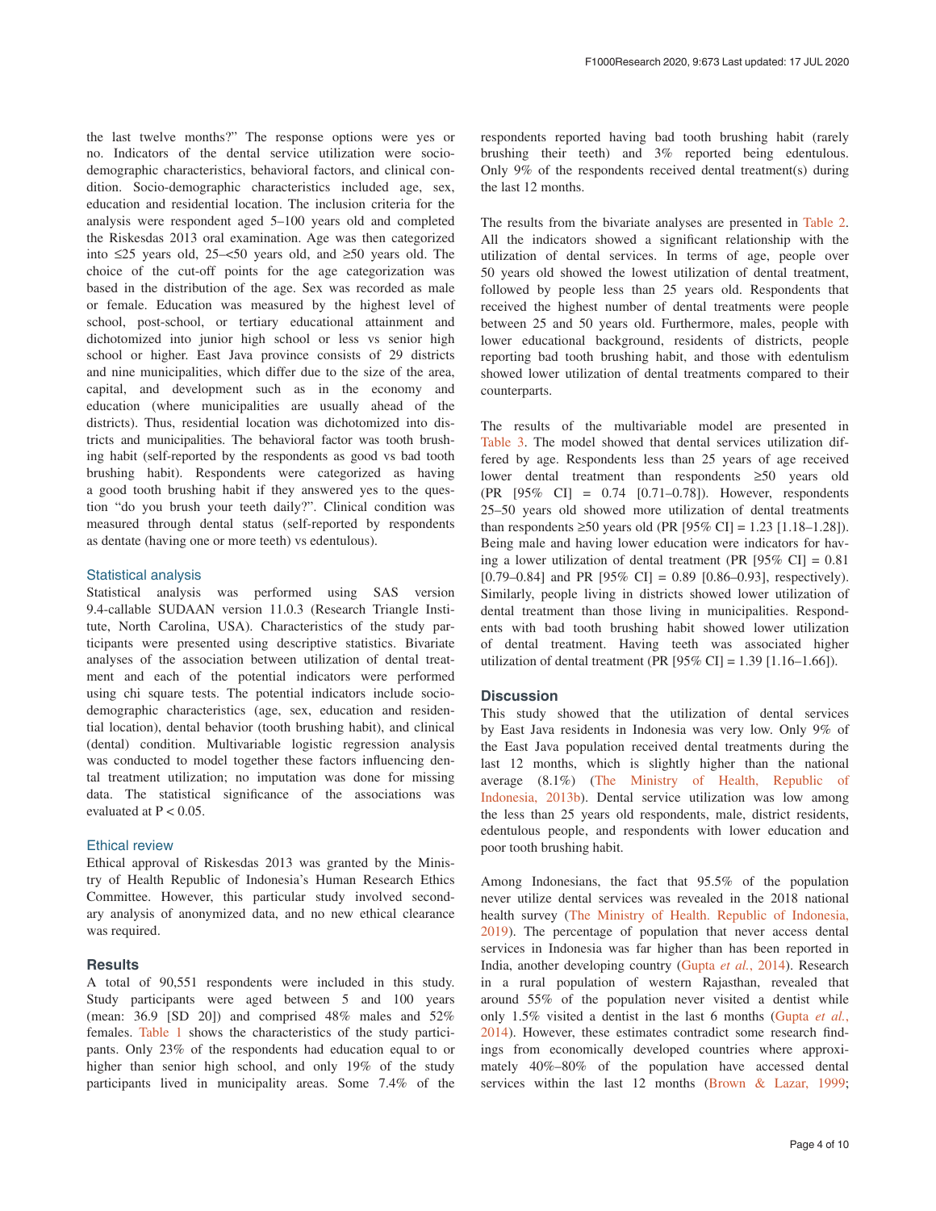the last twelve months?" The response options were yes or no. Indicators of the dental service utilization were socio-demographic characteristics, behavioral factors, and clinical condition. Socio-demographic characteristics included age, sex, education and residential location. The inclusion criteria for the analysis were respondent aged 5–100 years old and completed the Riskesdas 2013 oral examination. Age was then categorized into ≤25 years old, 25–<50 years old, and ≥50 years old. The choice of the cut-off points for the age categorization was based in the distribution of the age. Sex was recorded as male or female. Education was measured by the highest level of school, post-school, or tertiary educational attainment and dichotomized into junior high school or less vs senior high school or higher. East Java province consists of 29 districts and nine municipalities, which differ due to the size of the area, capital, and development such as in the economy and education (where municipalities are usually ahead of the districts). Thus, residential location was dichotomized into districts and municipalities. The behavioral factor was tooth brushing habit (self-reported by the respondents as good vs bad tooth brushing habit). Respondents were categorized as having a good tooth brushing habit if they answered yes to the question "do you brush your teeth daily?". Clinical condition was measured through dental status (self-reported by respondents as dentate (having one or more teeth) vs edentulous).

### Statistical analysis

Statistical analysis was performed using SAS version 9.4-callable SUDAAN version 11.0.3 (Research Triangle Institute, North Carolina, USA). Characteristics of the study participants were presented using descriptive statistics. Bivariate analyses of the association between utilization of dental treatment and each of the potential indicators were performed using chi square tests. The potential indicators include socio-demographic characteristics (age, sex, education and residential location), dental behavior (tooth brushing habit), and clinical (dental) condition. Multivariable logistic regression analysis was conducted to model together these factors influencing dental treatment utilization; no imputation was done for missing data. The statistical significance of the associations was evaluated at $P < 0.05$.

### Ethical review

Ethical approval of Riskesdas 2013 was granted by the Ministry of Health Republic of Indonesia's Human Research Ethics Committee. However, this particular study involved secondary analysis of anonymized data, and no new ethical clearance was required.

## Results

A total of 90,551 respondents were included in this study. Study participants were aged between 5 and 100 years (mean: 36.9 [SD 20]) and comprised 48% males and 52% females. Table 1 shows the characteristics of the study participants. Only 23% of the respondents had education equal to or higher than senior high school, and only 19% of the study participants lived in municipality areas. Some 7.4% of the respondents reported having bad tooth brushing habit (rarely brushing their teeth) and 3% reported being edentulous. Only 9% of the respondents received dental treatment(s) during the last 12 months.

The results from the bivariate analyses are presented in Table 2. All the indicators showed a significant relationship with the utilization of dental services. In terms of age, people over 50 years old showed the lowest utilization of dental treatment, followed by people less than 25 years old. Respondents that received the highest number of dental treatments were people between 25 and 50 years old. Furthermore, males, people with lower educational background, residents of districts, people reporting bad tooth brushing habit, and those with edentulism showed lower utilization of dental treatments compared to their counterparts.

The results of the multivariable model are presented in Table 3. The model showed that dental services utilization differed by age. Respondents less than 25 years of age received lower dental treatment than respondents ≥50 years old (PR [95% CI] = 0.74 [0.71–0.78]). However, respondents 25–50 years old showed more utilization of dental treatments than respondents ≥50 years old (PR [95% CI] = 1.23 [1.18–1.28]). Being male and having lower education were indicators for having a lower utilization of dental treatment (PR [95% CI] = 0.81 [0.79–0.84] and PR [95% CI] = 0.89 [0.86–0.93], respectively). Similarly, people living in districts showed lower utilization of dental treatment than those living in municipalities. Respondents with bad tooth brushing habit showed lower utilization of dental treatment. Having teeth was associated higher utilization of dental treatment (PR [95% CI] = 1.39 [1.16–1.66]).

## Discussion

This study showed that the utilization of dental services by East Java residents in Indonesia was very low. Only 9% of the East Java population received dental treatments during the last 12 months, which is slightly higher than the national average (8.1%) (The Ministry of Health, Republic of Indonesia, 2013b). Dental service utilization was low among the less than 25 years old respondents, male, district residents, edentulous people, and respondents with lower education and poor tooth brushing habit.

Among Indonesians, the fact that 95.5% of the population never utilize dental services was revealed in the 2018 national health survey (The Ministry of Health. Republic of Indonesia, 2019). The percentage of population that never access dental services in Indonesia was far higher than has been reported in India, another developing country (Gupta *et al.*, 2014). Research in a rural population of western Rajasthan, revealed that around 55% of the population never visited a dentist while only 1.5% visited a dentist in the last 6 months (Gupta *et al.*, 2014). However, these estimates contradict some research findings from economically developed countries where approximately 40%–80% of the population have accessed dental services within the last 12 months (Brown & Lazar, 1999;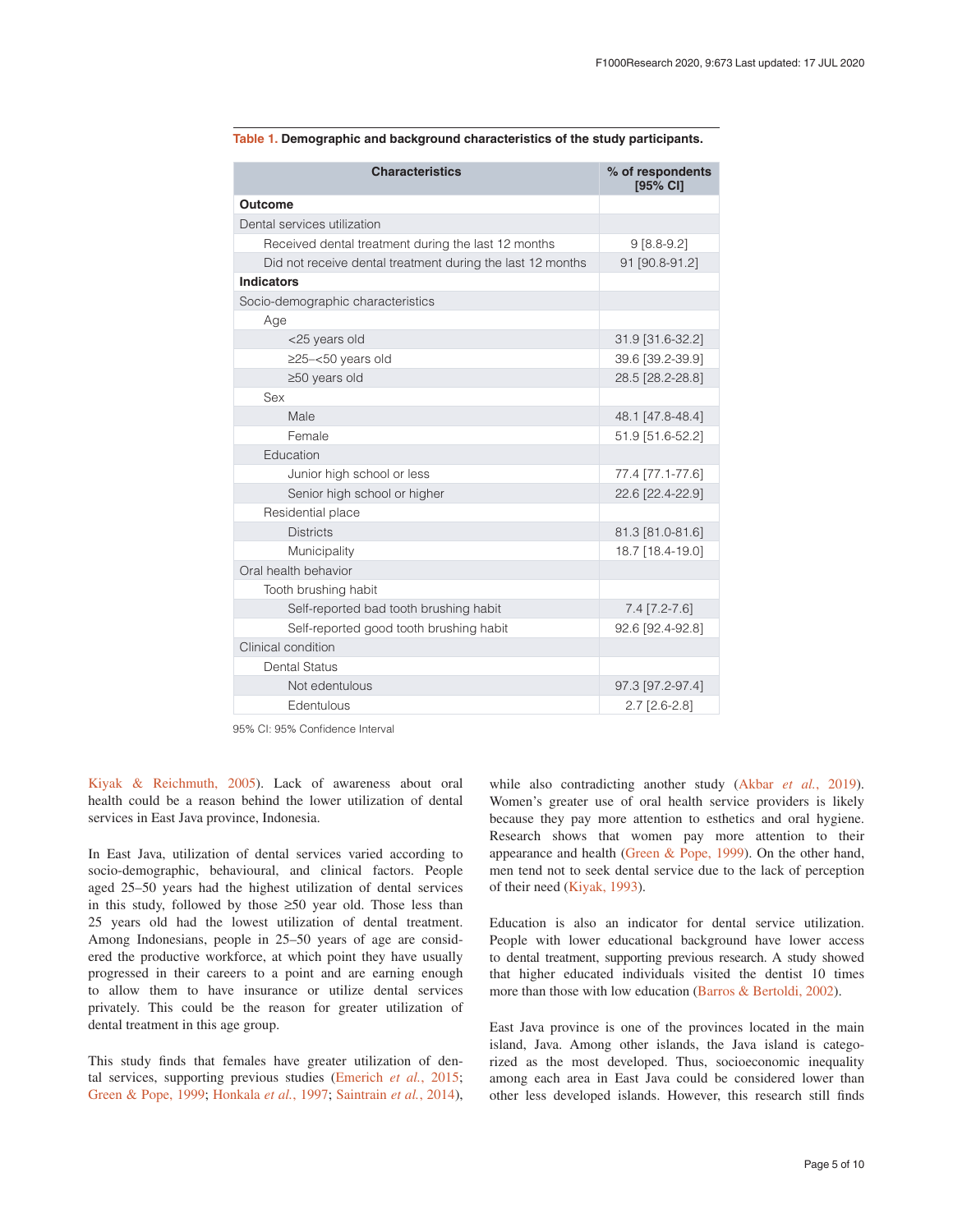**Table 1. Demographic and background characteristics of the study participants.**

| Characteristics | % of respondents [95% CI] |
|---|---|
| **Outcome** | |
| Dental services utilization | |
| Received dental treatment during the last 12 months | 9 [8.8-9.2] |
| Did not receive dental treatment during the last 12 months | 91 [90.8-91.2] |
| **Indicators** | |
| Socio-demographic characteristics | |
| Age | |
| <25 years old | 31.9 [31.6-32.2] |
| ≥25–<50 years old | 39.6 [39.2-39.9] |
| ≥50 years old | 28.5 [28.2-28.8] |
| Sex | |
| Male | 48.1 [47.8-48.4] |
| Female | 51.9 [51.6-52.2] |
| Education | |
| Junior high school or less | 77.4 [77.1-77.6] |
| Senior high school or higher | 22.6 [22.4-22.9] |
| Residential place | |
| Districts | 81.3 [81.0-81.6] |
| Municipality | 18.7 [18.4-19.0] |
| Oral health behavior | |
| Tooth brushing habit | |
| Self-reported bad tooth brushing habit | 7.4 [7.2-7.6] |
| Self-reported good tooth brushing habit | 92.6 [92.4-92.8] |
| Clinical condition | |
| Dental Status | |
| Not edentulous | 97.3 [97.2-97.4] |
| Edentulous | 2.7 [2.6-2.8] |

95% CI: 95% Confidence Interval

Kiyak & Reichmuth, 2005). Lack of awareness about oral health could be a reason behind the lower utilization of dental services in East Java province, Indonesia.

In East Java, utilization of dental services varied according to socio-demographic, behavioural, and clinical factors. People aged 25–50 years had the highest utilization of dental services in this study, followed by those ≥50 year old. Those less than 25 years old had the lowest utilization of dental treatment. Among Indonesians, people in 25–50 years of age are considered the productive workforce, at which point they have usually progressed in their careers to a point and are earning enough to allow them to have insurance or utilize dental services privately. This could be the reason for greater utilization of dental treatment in this age group.

This study finds that females have greater utilization of dental services, supporting previous studies (Emerich *et al.*, 2015; Green & Pope, 1999; Honkala *et al.*, 1997; Saintrain *et al.*, 2014), while also contradicting another study (Akbar *et al.*, 2019). Women's greater use of oral health service providers is likely because they pay more attention to esthetics and oral hygiene. Research shows that women pay more attention to their appearance and health (Green & Pope, 1999). On the other hand, men tend not to seek dental service due to the lack of perception of their need (Kiyak, 1993).

Education is also an indicator for dental service utilization. People with lower educational background have lower access to dental treatment, supporting previous research. A study showed that higher educated individuals visited the dentist 10 times more than those with low education (Barros & Bertoldi, 2002).

East Java province is one of the provinces located in the main island, Java. Among other islands, the Java island is categorized as the most developed. Thus, socioeconomic inequality among each area in East Java could be considered lower than other less developed islands. However, this research still finds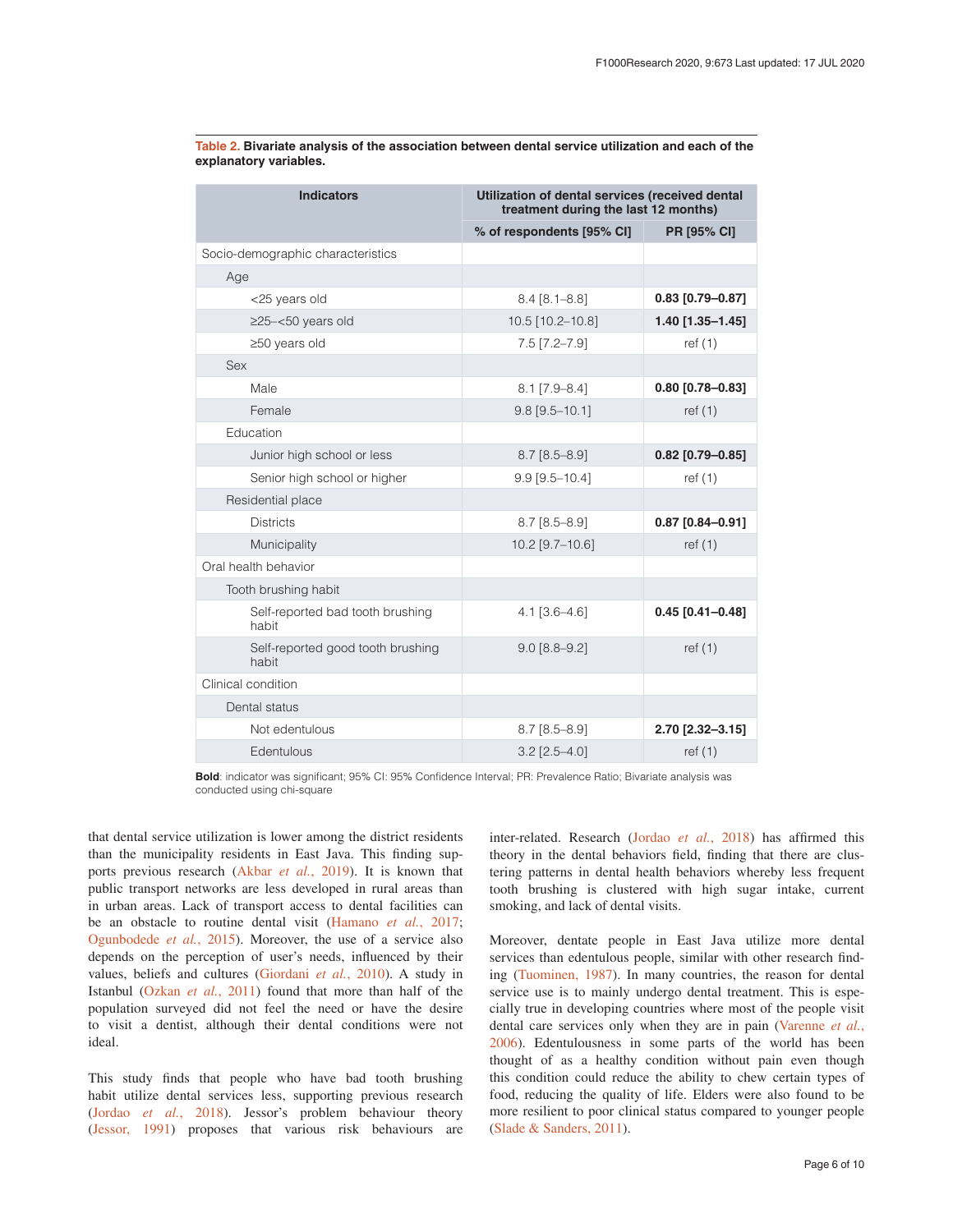**Table 2. Bivariate analysis of the association between dental service utilization and each of the explanatory variables.**

| Indicators | Utilization of dental services (received dental treatment during the last 12 months) | |
|---|---|---|
| | % of respondents [95% CI] | PR [95% CI] |
| Socio-demographic characteristics | | |
| Age | | |
| <25 years old | 8.4 [8.1–8.8] | **0.83 [0.79–0.87]** |
| ≥25–<50 years old | 10.5 [10.2–10.8] | **1.40 [1.35–1.45]** |
| ≥50 years old | 7.5 [7.2–7.9] | ref (1) |
| Sex | | |
| Male | 8.1 [7.9–8.4] | **0.80 [0.78–0.83]** |
| Female | 9.8 [9.5–10.1] | ref (1) |
| Education | | |
| Junior high school or less | 8.7 [8.5–8.9] | **0.82 [0.79–0.85]** |
| Senior high school or higher | 9.9 [9.5–10.4] | ref (1) |
| Residential place | | |
| Districts | 8.7 [8.5–8.9] | **0.87 [0.84–0.91]** |
| Municipality | 10.2 [9.7–10.6] | ref (1) |
| Oral health behavior | | |
| Tooth brushing habit | | |
| Self-reported bad tooth brushing habit | 4.1 [3.6–4.6] | **0.45 [0.41–0.48]** |
| Self-reported good tooth brushing habit | 9.0 [8.8–9.2] | ref (1) |
| Clinical condition | | |
| Dental status | | |
| Not edentulous | 8.7 [8.5–8.9] | **2.70 [2.32–3.15]** |
| Edentulous | 3.2 [2.5–4.0] | ref (1) |

**Bold**: indicator was significant; 95% CI: 95% Confidence Interval; PR: Prevalence Ratio; Bivariate analysis was conducted using chi-square

that dental service utilization is lower among the district residents than the municipality residents in East Java. This finding supports previous research (Akbar *et al.*, 2019). It is known that public transport networks are less developed in rural areas than in urban areas. Lack of transport access to dental facilities can be an obstacle to routine dental visit (Hamano *et al.*, 2017; Ogunbodede *et al.*, 2015). Moreover, the use of a service also depends on the perception of user's needs, influenced by their values, beliefs and cultures (Giordani *et al.*, 2010). A study in Istanbul (Ozkan *et al.*, 2011) found that more than half of the population surveyed did not feel the need or have the desire to visit a dentist, although their dental conditions were not ideal.

This study finds that people who have bad tooth brushing habit utilize dental services less, supporting previous research (Jordao *et al.*, 2018). Jessor's problem behaviour theory (Jessor, 1991) proposes that various risk behaviours are inter-related. Research (Jordao *et al.*, 2018) has affirmed this theory in the dental behaviors field, finding that there are clustering patterns in dental health behaviors whereby less frequent tooth brushing is clustered with high sugar intake, current smoking, and lack of dental visits.

Moreover, dentate people in East Java utilize more dental services than edentulous people, similar with other research finding (Tuominen, 1987). In many countries, the reason for dental service use is to mainly undergo dental treatment. This is especially true in developing countries where most of the people visit dental care services only when they are in pain (Varenne *et al.*, 2006). Edentulousness in some parts of the world has been thought of as a healthy condition without pain even though this condition could reduce the ability to chew certain types of food, reducing the quality of life. Elders were also found to be more resilient to poor clinical status compared to younger people (Slade & Sanders, 2011).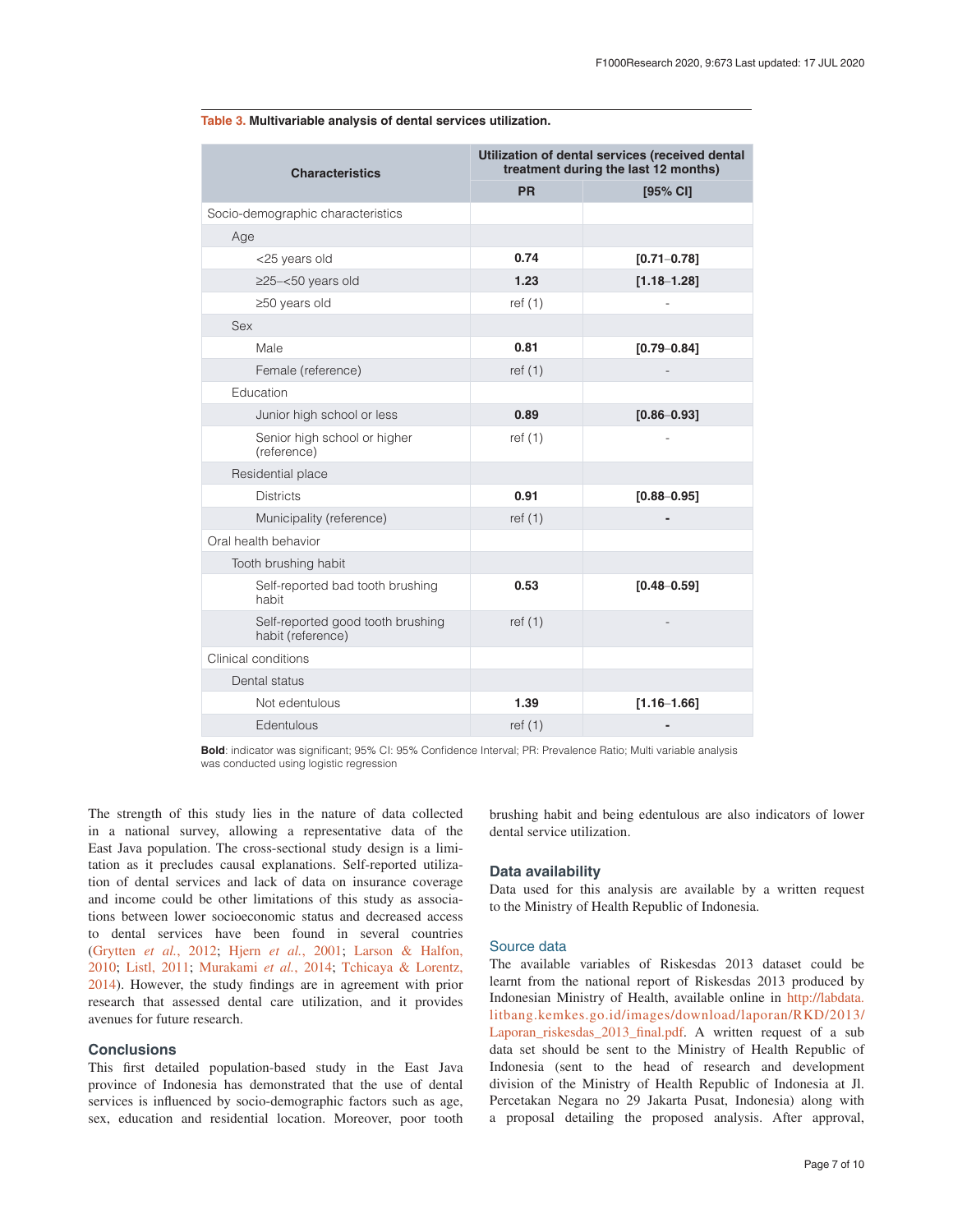**Table 3.** Multivariable analysis of dental services utilization.

| Characteristics | Utilization of dental services (received dental treatment during the last 12 months) | |
|---|---|---|
| | PR | [95% CI] |
| Socio-demographic characteristics | | |
| Age | | |
| <25 years old | **0.74** | **[0.71–0.78]** |
| ≥25–<50 years old | **1.23** | **[1.18–1.28]** |
| ≥50 years old | ref (1) | - |
| Sex | | |
| Male | **0.81** | **[0.79–0.84]** |
| Female (reference) | ref (1) | - |
| Education | | |
| Junior high school or less | **0.89** | **[0.86–0.93]** |
| Senior high school or higher (reference) | ref (1) | - |
| Residential place | | |
| Districts | **0.91** | **[0.88–0.95]** |
| Municipality (reference) | ref (1) | **-** |
| Oral health behavior | | |
| Tooth brushing habit | | |
| Self-reported bad tooth brushing habit | **0.53** | **[0.48–0.59]** |
| Self-reported good tooth brushing habit (reference) | ref (1) | - |
| Clinical conditions | | |
| Dental status | | |
| Not edentulous | **1.39** | **[1.16–1.66]** |
| Edentulous | ref (1) | **-** |

**Bold**: indicator was significant; 95% CI: 95% Confidence Interval; PR: Prevalence Ratio; Multi variable analysis was conducted using logistic regression

The strength of this study lies in the nature of data collected in a national survey, allowing a representative data of the East Java population. The cross-sectional study design is a limitation as it precludes causal explanations. Self-reported utilization of dental services and lack of data on insurance coverage and income could be other limitations of this study as associations between lower socioeconomic status and decreased access to dental services have been found in several countries (Grytten *et al.*, 2012; Hjern *et al.*, 2001; Larson & Halfon, 2010; Listl, 2011; Murakami *et al.*, 2014; Tchicaya & Lorentz, 2014). However, the study findings are in agreement with prior research that assessed dental care utilization, and it provides avenues for future research.

## Conclusions

This first detailed population-based study in the East Java province of Indonesia has demonstrated that the use of dental services is influenced by socio-demographic factors such as age, sex, education and residential location. Moreover, poor tooth brushing habit and being edentulous are also indicators of lower dental service utilization.

## Data availability

Data used for this analysis are available by a written request to the Ministry of Health Republic of Indonesia.

### Source data

The available variables of Riskesdas 2013 dataset could be learnt from the national report of Riskesdas 2013 produced by Indonesian Ministry of Health, available online in http://labdata.litbang.kemkes.go.id/images/download/laporan/RKD/2013/Laporan_riskesdas_2013_final.pdf. A written request of a sub data set should be sent to the Ministry of Health Republic of Indonesia (sent to the head of research and development division of the Ministry of Health Republic of Indonesia at Jl. Percetakan Negara no 29 Jakarta Pusat, Indonesia) along with a proposal detailing the proposed analysis. After approval,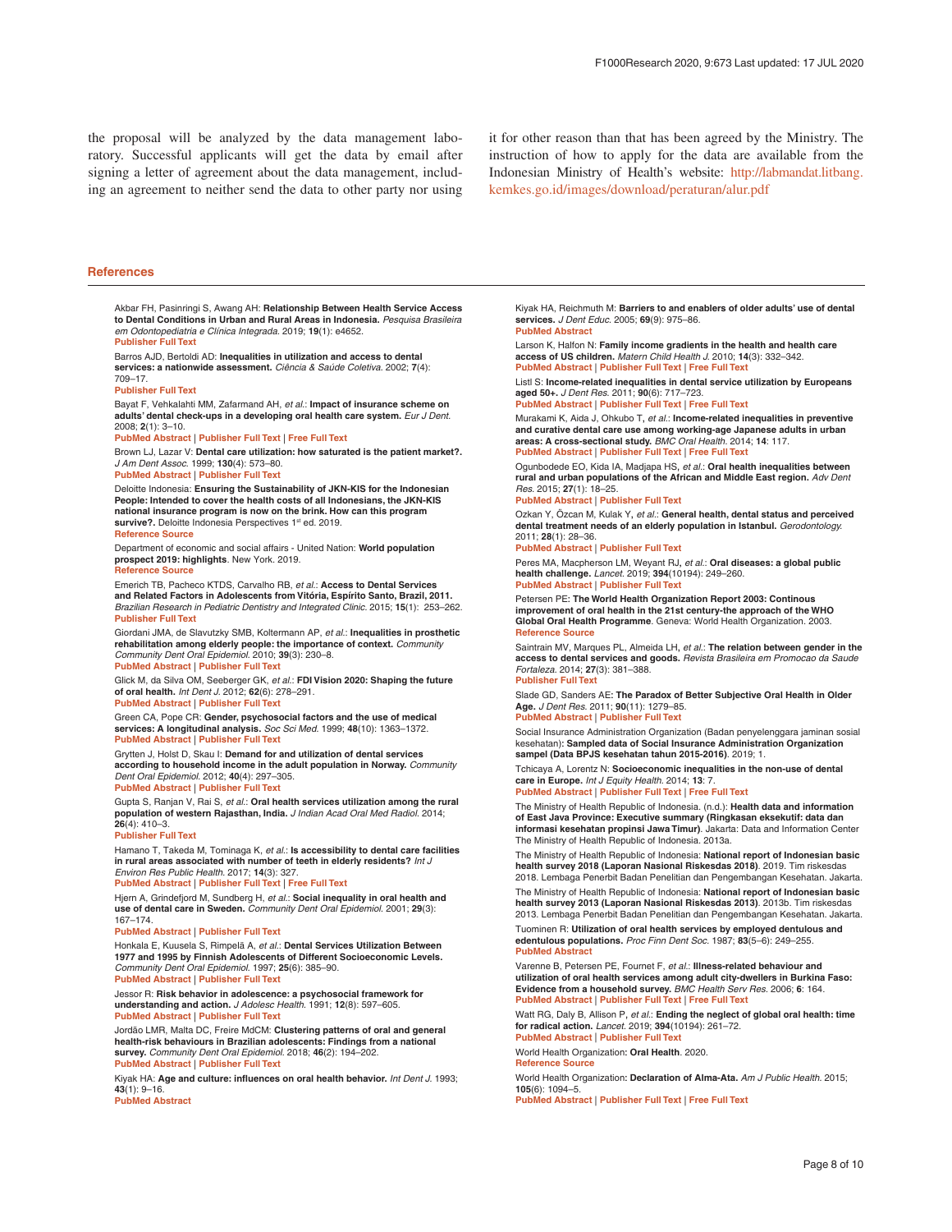the proposal will be analyzed by the data management laboratory. Successful applicants will get the data by email after signing a letter of agreement about the data management, including an agreement to neither send the data to other party nor using it for other reason than that has been agreed by the Ministry. The instruction of how to apply for the data are available from the Indonesian Ministry of Health's website: http://labmandat.litbang.kemkes.go.id/images/download/peraturan/alur.pdf

## References

Akbar FH, Pasinringi S, Awang AH: **Relationship Between Health Service Access to Dental Conditions in Urban and Rural Areas in Indonesia.** *Pesquisa Brasileira em Odontopediatria e Clínica Integrada.* 2019; **19**(1): e4652.
Publisher Full Text

Barros AJD, Bertoldi AD: **Inequalities in utilization and access to dental services: a nationwide assessment.** *Ciência & Saúde Coletiva.* 2002; **7**(4): 709–17.
Publisher Full Text

Bayat F, Vehkalahti MM, Zafarmand AH, *et al.*: **Impact of insurance scheme on adults' dental check-ups in a developing oral health care system.** *Eur J Dent.* 2008; **2**(1): 3–10.
PubMed Abstract | Publisher Full Text | Free Full Text

Brown LJ, Lazar V: **Dental care utilization: how saturated is the patient market?.** *J Am Dent Assoc.* 1999; **130**(4): 573–80.
PubMed Abstract | Publisher Full Text

Deloitte Indonesia: **Ensuring the Sustainability of JKN-KIS for the Indonesian People: Intended to cover the health costs of all Indonesians, the JKN-KIS national insurance program is now on the brink. How can this program survive?.** Deloitte Indonesia Perspectives 1st ed. 2019.
Reference Source

Department of economic and social affairs - United Nation: **World population prospect 2019: highlights**. New York. 2019.
Reference Source

Emerich TB, Pacheco KTDS, Carvalho RB, *et al.*: **Access to Dental Services and Related Factors in Adolescents from Vitória, Espírito Santo, Brazil, 2011.** *Brazilian Research in Pediatric Dentistry and Integrated Clinic.* 2015; **15**(1): 253–262.
Publisher Full Text

Giordani JMA, de Slavutzky SMB, Koltermann AP, *et al.*: **Inequalities in prosthetic rehabilitation among elderly people: the importance of context.** *Community Community Dent Oral Epidemiol.* 2010; **39**(3): 230–8.
PubMed Abstract | Publisher Full Text

Glick M, da Silva OM, Seeberger GK, *et al.*: **FDI Vision 2020: Shaping the future of oral health.** *Int Dent J.* 2012; **62**(6): 278–291.
PubMed Abstract | Publisher Full Text

Green CA, Pope CR: **Gender, psychosocial factors and the use of medical services: A longitudinal analysis.** *Soc Sci Med.* 1999; **48**(10): 1363–1372.
PubMed Abstract | Publisher Full Text

Grytten J, Holst D, Skau I: **Demand for and utilization of dental services according to household income in the adult population in Norway.** *Community Dent Oral Epidemiol.* 2012; **40**(4): 297–305.
PubMed Abstract | Publisher Full Text

Gupta S, Ranjan V, Rai S, *et al.*: **Oral health services utilization among the rural population of western Rajasthan, India.** *J Indian Acad Oral Med Radiol.* 2014; **26**(4): 410–3.
Publisher Full Text

Hamano T, Takeda M, Tominaga K, *et al.*: **Is accessibility to dental care facilities in rural areas associated with number of teeth in elderly residents?** *Int J Environ Res Public Health.* 2017; **14**(3): 327.
PubMed Abstract | Publisher Full Text | Free Full Text

Hjern A, Grindefjord M, Sundberg H, *et al.*: **Social inequality in oral health and use of dental care in Sweden.** *Community Dent Oral Epidemiol.* 2001; **29**(3): 167–174.
PubMed Abstract | Publisher Full Text

Honkala E, Kuusela S, Rimpelä A, *et al.*: **Dental Services Utilization Between 1977 and 1995 by Finnish Adolescents of Different Socioeconomic Levels.** *Community Dent Oral Epidemiol.* 1997; **25**(6): 385–90.
PubMed Abstract | Publisher Full Text

Jessor R: **Risk behavior in adolescence: a psychosocial framework for understanding and action.** *J Adolesc Health.* 1991; **12**(8): 597–605.
PubMed Abstract | Publisher Full Text

Jordão LMR, Malta DC, Freire MdCM: **Clustering patterns of oral and general health-risk behaviours in Brazilian adolescents: Findings from a national survey.** *Community Dent Oral Epidemiol.* 2018; **46**(2): 194–202.
PubMed Abstract | Publisher Full Text

Kiyak HA: **Age and culture: influences on oral health behavior.** *Int Dent J.* 1993; **43**(1): 9–16.
PubMed Abstract

Kiyak HA, Reichmuth M: **Barriers to and enablers of older adults' use of dental services.** *J Dent Educ.* 2005; **69**(9): 975–86.
PubMed Abstract

Larson K, Halfon N: **Family income gradients in the health and health care access of US children.** *Matern Child Health J.* 2010; **14**(3): 332–342.
PubMed Abstract | Publisher Full Text | Free Full Text

Listl S: **Income-related inequalities in dental service utilization by Europeans aged 50+.** *J Dent Res.* 2011; **90**(6): 717–723.
PubMed Abstract | Publisher Full Text | Free Full Text

Murakami K, Aida J, Ohkubo T, *et al.*: **Income-related inequalities in preventive and curative dental care use among working-age Japanese adults in urban areas: A cross-sectional study.** *BMC Oral Health.* 2014; **14**: 117.
PubMed Abstract | Publisher Full Text | Free Full Text

Ogunbodede EO, Kida IA, Madjapa HS, *et al.*: **Oral health inequalities between rural and urban populations of the African and Middle East region.** *Adv Dent Res.* 2015; **27**(1): 18–25.
PubMed Abstract | Publisher Full Text

Ozkan Y, Özcan M, Kulak Y, *et al.*: **General health, dental status and perceived dental treatment needs of an elderly population in Istanbul.** *Gerodontology.* 2011; **28**(1): 28–36.
PubMed Abstract | Publisher Full Text

Peres MA, Macpherson LM, Weyant RJ, *et al.*: **Oral diseases: a global public health challenge.** *Lancet.* 2019; **394**(10194): 249–260.
PubMed Abstract | Publisher Full Text

Petersen PE: **The World Health Organization Report 2003: Continous improvement of oral health in the 21st century-the approach of the WHO Global Oral Health Programme**. Geneva: World Health Organization. 2003.
Reference Source

Saintrain MV, Marques PL, Almeida LH, *et al.*: **The relation between gender in the access to dental services and goods.** *Revista Brasileira em Promocao da Saude Fortaleza.* 2014; **27**(3): 381–388.
Publisher Full Text

Slade GD, Sanders AE: **The Paradox of Better Subjective Oral Health in Older Age.** *J Dent Res.* 2011; **90**(11): 1279–85.
PubMed Abstract | Publisher Full Text

Social Insurance Administration Organization (Badan penyelenggara jaminan sosial kesehatan): **Sampled data of Social Insurance Administration Organization sampel (Data BPJS kesehatan tahun 2015-2016)**. 2019; 1.

Tchicaya A, Lorentz N: **Socioeconomic inequalities in the non-use of dental care in Europe.** *Int J Equity Health.* 2014; **13**: 7.
PubMed Abstract | Publisher Full Text | Free Full Text

The Ministry of Health Republic of Indonesia. (n.d.): **Health data and information of East Java Province: Executive summary (Ringkasan eksekutif: data dan informasi kesehatan propinsi Jawa Timur)**. Jakarta: Data and Information Center The Ministry of Health Republic of Indonesia. 2013a.

The Ministry of Health Republic of Indonesia: **National report of Indonesian basic health survey 2018 (Laporan Nasional Riskesdas 2018)**. 2019. Tim riskesdas 2018. Lembaga Penerbit Badan Penelitian dan Pengembangan Kesehatan. Jakarta.

The Ministry of Health Republic of Indonesia: **National report of Indonesian basic health survey 2013 (Laporan Nasional Riskesdas 2013)**. 2013b. Tim riskesdas 2013. Lembaga Penerbit Badan Penelitian dan Pengembangan Kesehatan. Jakarta.

Tuominen R: **Utilization of oral health services by employed dentulous and edentulous populations.** *Proc Finn Dent Soc.* 1987; **83**(5–6): 249–255.
PubMed Abstract

Varenne B, Petersen PE, Fournet F, *et al.*: **Illness-related behaviour and utilization of oral health services among adult city-dwellers in Burkina Faso: Evidence from a household survey.** *BMC Health Serv Res.* 2006; **6**: 164.
PubMed Abstract | Publisher Full Text | Free Full Text

Watt RG, Daly B, Allison P, *et al.*: **Ending the neglect of global oral health: time for radical action.** *Lancet.* 2019; **394**(10194): 261–72.
PubMed Abstract | Publisher Full Text

World Health Organization: **Oral Health**. 2020.
Reference Source

World Health Organization: **Declaration of Alma-Ata.** *Am J Public Health.* 2015; **105**(6): 1094–5.
PubMed Abstract | Publisher Full Text | Free Full Text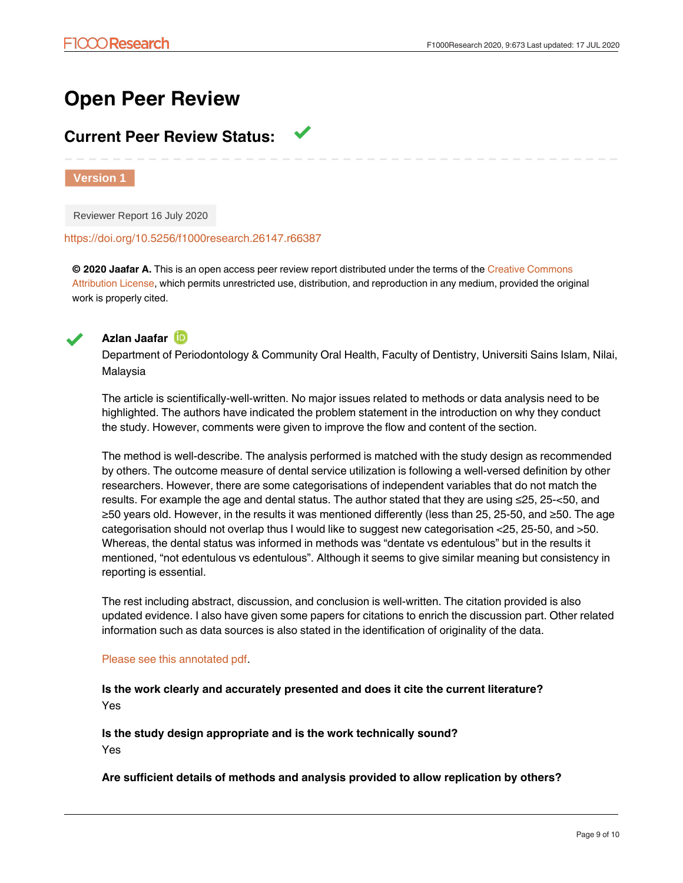# Open Peer Review

## Current Peer Review Status: ✔

**Version 1**

Reviewer Report 16 July 2020

https://doi.org/10.5256/f1000research.26147.r66387

**© 2020 Jaafar A.** This is an open access peer review report distributed under the terms of the Creative Commons Attribution License, which permits unrestricted use, distribution, and reproduction in any medium, provided the original work is properly cited.

✔ **Azlan Jaafar**

Department of Periodontology & Community Oral Health, Faculty of Dentistry, Universiti Sains Islam, Nilai, Malaysia

The article is scientifically-well-written. No major issues related to methods or data analysis need to be highlighted. The authors have indicated the problem statement in the introduction on why they conduct the study. However, comments were given to improve the flow and content of the section.

The method is well-describe. The analysis performed is matched with the study design as recommended by others. The outcome measure of dental service utilization is following a well-versed definition by other researchers. However, there are some categorisations of independent variables that do not match the results. For example the age and dental status. The author stated that they are using ≤25, 25-<50, and ≥50 years old. However, in the results it was mentioned differently (less than 25, 25-50, and ≥50. The age categorisation should not overlap thus I would like to suggest new categorisation <25, 25-50, and >50. Whereas, the dental status was informed in methods was "dentate vs edentulous" but in the results it mentioned, "not edentulous vs edentulous". Although it seems to give similar meaning but consistency in reporting is essential.

The rest including abstract, discussion, and conclusion is well-written. The citation provided is also updated evidence. I also have given some papers for citations to enrich the discussion part. Other related information such as data sources is also stated in the identification of originality of the data.

Please see this annotated pdf.

**Is the work clearly and accurately presented and does it cite the current literature?**

Yes

**Is the study design appropriate and is the work technically sound?**

Yes

**Are sufficient details of methods and analysis provided to allow replication by others?**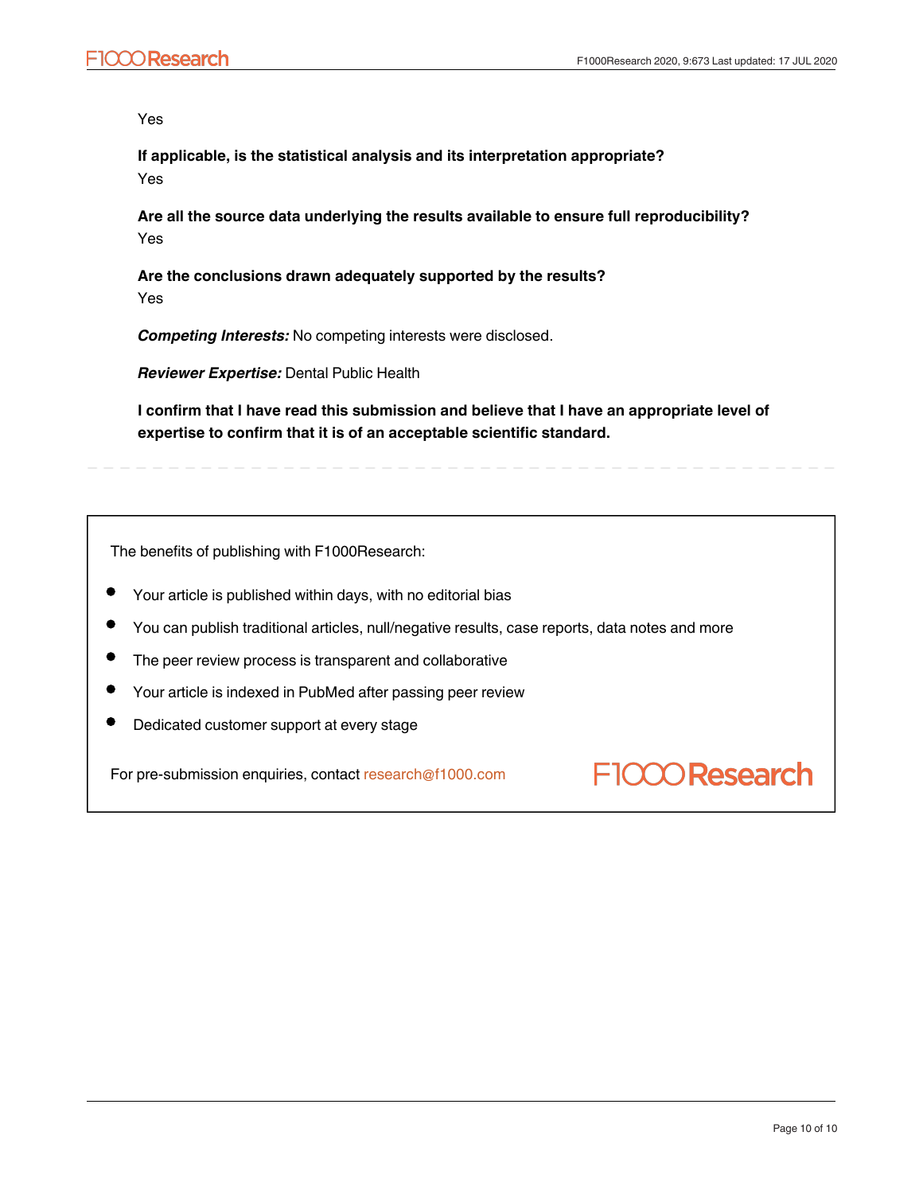Yes

**If applicable, is the statistical analysis and its interpretation appropriate?**
Yes

**Are all the source data underlying the results available to ensure full reproducibility?**
Yes

**Are the conclusions drawn adequately supported by the results?**
Yes

***Competing Interests:*** No competing interests were disclosed.

***Reviewer Expertise:*** Dental Public Health

**I confirm that I have read this submission and believe that I have an appropriate level of expertise to confirm that it is of an acceptable scientific standard.**

---

The benefits of publishing with F1000Research:

- Your article is published within days, with no editorial bias
- You can publish traditional articles, null/negative results, case reports, data notes and more
- The peer review process is transparent and collaborative
- Your article is indexed in PubMed after passing peer review
- Dedicated customer support at every stage

For pre-submission enquiries, contact research@f1000.com

F1000Research